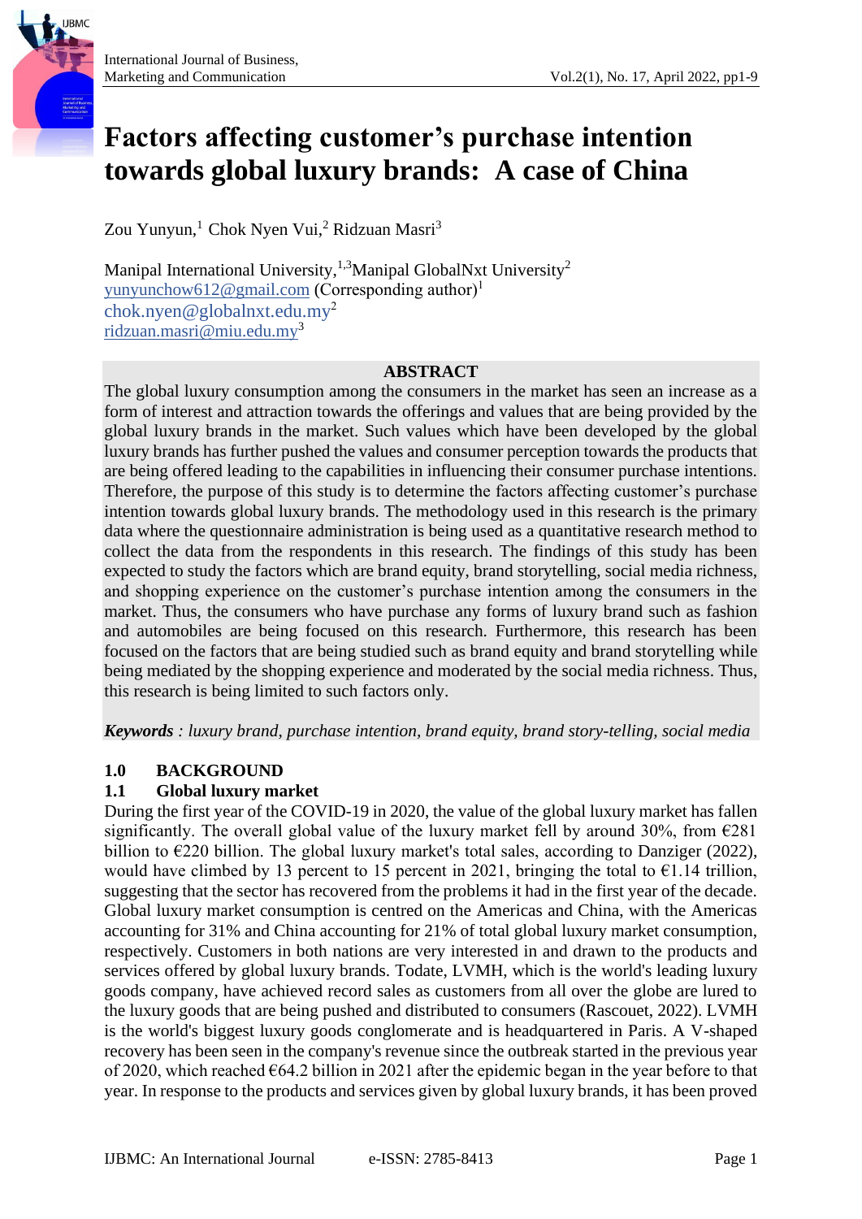# Factors affecting customer's purchase intention towards global luxury brands: A case of China

Zou Yunyun,[1] Chok Nyen Vui,[2] Ridzuan Masri[3]

Manipal International University,[1,3] Manipal GlobalNxt University[2]
yunyunchow612@gmail.com (Corresponding author)[1]
chok.nyen@globalnxt.edu.my[2]
ridzuan.masri@miu.edu.my[3]

## ABSTRACT

The global luxury consumption among the consumers in the market has seen an increase as a form of interest and attraction towards the offerings and values that are being provided by the global luxury brands in the market. Such values which have been developed by the global luxury brands has further pushed the values and consumer perception towards the products that are being offered leading to the capabilities in influencing their consumer purchase intentions. Therefore, the purpose of this study is to determine the factors affecting customer's purchase intention towards global luxury brands. The methodology used in this research is the primary data where the questionnaire administration is being used as a quantitative research method to collect the data from the respondents in this research. The findings of this study has been expected to study the factors which are brand equity, brand storytelling, social media richness, and shopping experience on the customer's purchase intention among the consumers in the market. Thus, the consumers who have purchase any forms of luxury brand such as fashion and automobiles are being focused on this research. Furthermore, this research has been focused on the factors that are being studied such as brand equity and brand storytelling while being mediated by the shopping experience and moderated by the social media richness. Thus, this research is being limited to such factors only.

***Keywords** : luxury brand, purchase intention, brand equity, brand story-telling, social media*

## 1.0 BACKGROUND

### 1.1 Global luxury market

During the first year of the COVID-19 in 2020, the value of the global luxury market has fallen significantly. The overall global value of the luxury market fell by around 30%, from €281 billion to €220 billion. The global luxury market's total sales, according to Danziger (2022), would have climbed by 13 percent to 15 percent in 2021, bringing the total to €1.14 trillion, suggesting that the sector has recovered from the problems it had in the first year of the decade. Global luxury market consumption is centred on the Americas and China, with the Americas accounting for 31% and China accounting for 21% of total global luxury market consumption, respectively. Customers in both nations are very interested in and drawn to the products and services offered by global luxury brands. Todate, LVMH, which is the world's leading luxury goods company, have achieved record sales as customers from all over the globe are lured to the luxury goods that are being pushed and distributed to consumers (Rascouet, 2022). LVMH is the world's biggest luxury goods conglomerate and is headquartered in Paris. A V-shaped recovery has been seen in the company's revenue since the outbreak started in the previous year of 2020, which reached €64.2 billion in 2021 after the epidemic began in the year before to that year. In response to the products and services given by global luxury brands, it has been proved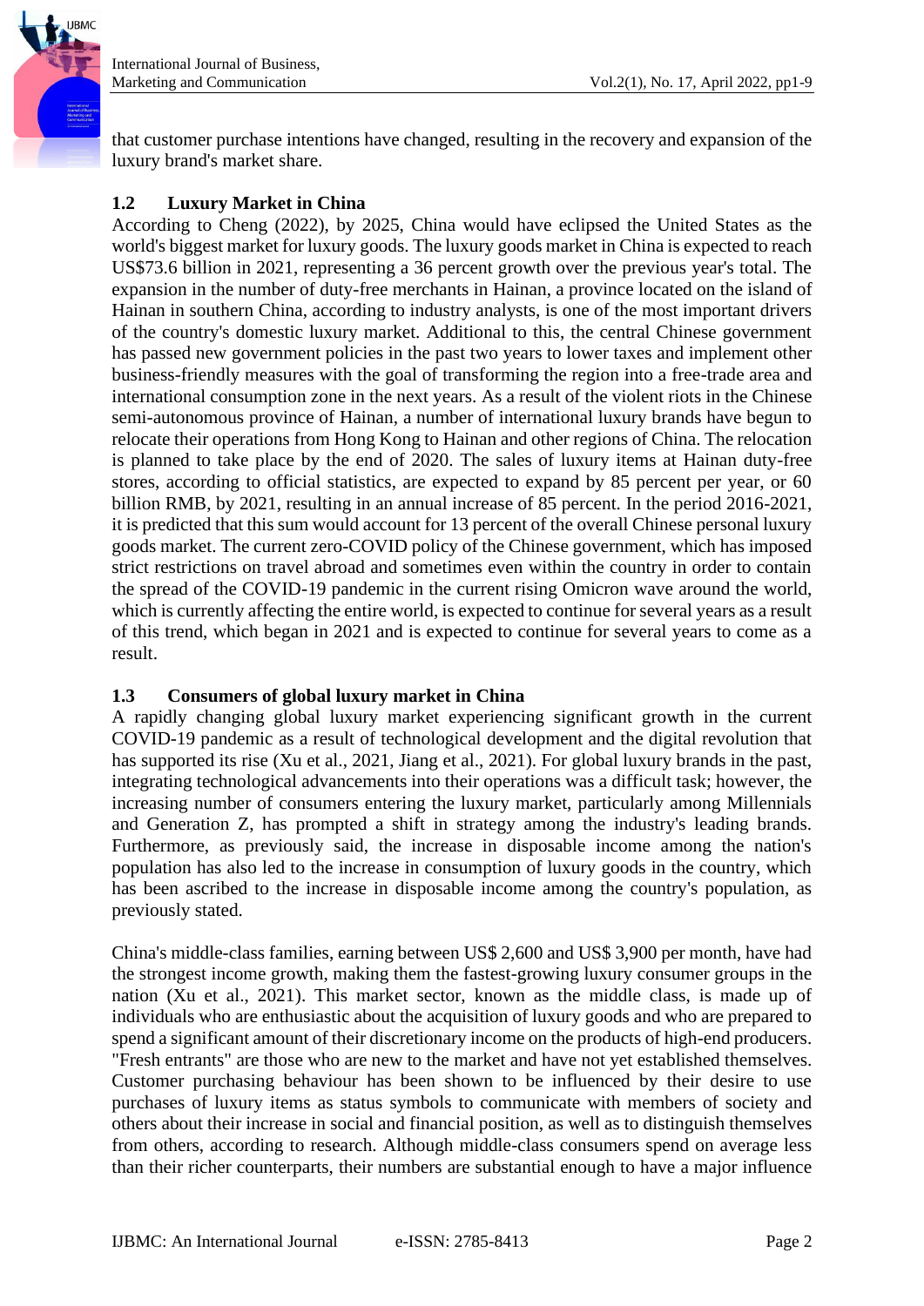that customer purchase intentions have changed, resulting in the recovery and expansion of the luxury brand's market share.

### 1.2 Luxury Market in China

According to Cheng (2022), by 2025, China would have eclipsed the United States as the world's biggest market for luxury goods. The luxury goods market in China is expected to reach US$73.6 billion in 2021, representing a 36 percent growth over the previous year's total. The expansion in the number of duty-free merchants in Hainan, a province located on the island of Hainan in southern China, according to industry analysts, is one of the most important drivers of the country's domestic luxury market. Additional to this, the central Chinese government has passed new government policies in the past two years to lower taxes and implement other business-friendly measures with the goal of transforming the region into a free-trade area and international consumption zone in the next years. As a result of the violent riots in the Chinese semi-autonomous province of Hainan, a number of international luxury brands have begun to relocate their operations from Hong Kong to Hainan and other regions of China. The relocation is planned to take place by the end of 2020. The sales of luxury items at Hainan duty-free stores, according to official statistics, are expected to expand by 85 percent per year, or 60 billion RMB, by 2021, resulting in an annual increase of 85 percent. In the period 2016-2021, it is predicted that this sum would account for 13 percent of the overall Chinese personal luxury goods market. The current zero-COVID policy of the Chinese government, which has imposed strict restrictions on travel abroad and sometimes even within the country in order to contain the spread of the COVID-19 pandemic in the current rising Omicron wave around the world, which is currently affecting the entire world, is expected to continue for several years as a result of this trend, which began in 2021 and is expected to continue for several years to come as a result.

### 1.3 Consumers of global luxury market in China

A rapidly changing global luxury market experiencing significant growth in the current COVID-19 pandemic as a result of technological development and the digital revolution that has supported its rise (Xu et al., 2021, Jiang et al., 2021). For global luxury brands in the past, integrating technological advancements into their operations was a difficult task; however, the increasing number of consumers entering the luxury market, particularly among Millennials and Generation Z, has prompted a shift in strategy among the industry's leading brands. Furthermore, as previously said, the increase in disposable income among the nation's population has also led to the increase in consumption of luxury goods in the country, which has been ascribed to the increase in disposable income among the country's population, as previously stated.

China's middle-class families, earning between US$ 2,600 and US$ 3,900 per month, have had the strongest income growth, making them the fastest-growing luxury consumer groups in the nation (Xu et al., 2021). This market sector, known as the middle class, is made up of individuals who are enthusiastic about the acquisition of luxury goods and who are prepared to spend a significant amount of their discretionary income on the products of high-end producers. "Fresh entrants" are those who are new to the market and have not yet established themselves. Customer purchasing behaviour has been shown to be influenced by their desire to use purchases of luxury items as status symbols to communicate with members of society and others about their increase in social and financial position, as well as to distinguish themselves from others, according to research. Although middle-class consumers spend on average less than their richer counterparts, their numbers are substantial enough to have a major influence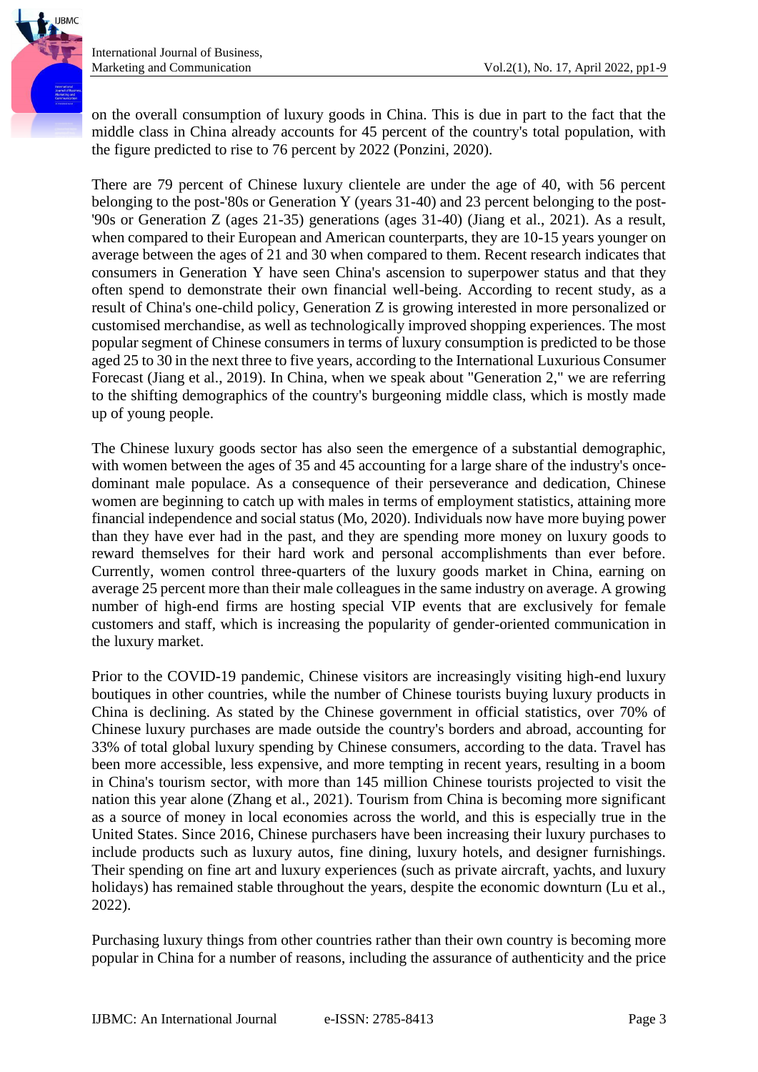on the overall consumption of luxury goods in China. This is due in part to the fact that the middle class in China already accounts for 45 percent of the country's total population, with the figure predicted to rise to 76 percent by 2022 (Ponzini, 2020).

There are 79 percent of Chinese luxury clientele are under the age of 40, with 56 percent belonging to the post-'80s or Generation Y (years 31-40) and 23 percent belonging to the post-'90s or Generation Z (ages 21-35) generations (ages 31-40) (Jiang et al., 2021). As a result, when compared to their European and American counterparts, they are 10-15 years younger on average between the ages of 21 and 30 when compared to them. Recent research indicates that consumers in Generation Y have seen China's ascension to superpower status and that they often spend to demonstrate their own financial well-being. According to recent study, as a result of China's one-child policy, Generation Z is growing interested in more personalized or customised merchandise, as well as technologically improved shopping experiences. The most popular segment of Chinese consumers in terms of luxury consumption is predicted to be those aged 25 to 30 in the next three to five years, according to the International Luxurious Consumer Forecast (Jiang et al., 2019). In China, when we speak about "Generation 2," we are referring to the shifting demographics of the country's burgeoning middle class, which is mostly made up of young people.

The Chinese luxury goods sector has also seen the emergence of a substantial demographic, with women between the ages of 35 and 45 accounting for a large share of the industry's once-dominant male populace. As a consequence of their perseverance and dedication, Chinese women are beginning to catch up with males in terms of employment statistics, attaining more financial independence and social status (Mo, 2020). Individuals now have more buying power than they have ever had in the past, and they are spending more money on luxury goods to reward themselves for their hard work and personal accomplishments than ever before. Currently, women control three-quarters of the luxury goods market in China, earning on average 25 percent more than their male colleagues in the same industry on average. A growing number of high-end firms are hosting special VIP events that are exclusively for female customers and staff, which is increasing the popularity of gender-oriented communication in the luxury market.

Prior to the COVID-19 pandemic, Chinese visitors are increasingly visiting high-end luxury boutiques in other countries, while the number of Chinese tourists buying luxury products in China is declining. As stated by the Chinese government in official statistics, over 70% of Chinese luxury purchases are made outside the country's borders and abroad, accounting for 33% of total global luxury spending by Chinese consumers, according to the data. Travel has been more accessible, less expensive, and more tempting in recent years, resulting in a boom in China's tourism sector, with more than 145 million Chinese tourists projected to visit the nation this year alone (Zhang et al., 2021). Tourism from China is becoming more significant as a source of money in local economies across the world, and this is especially true in the United States. Since 2016, Chinese purchasers have been increasing their luxury purchases to include products such as luxury autos, fine dining, luxury hotels, and designer furnishings. Their spending on fine art and luxury experiences (such as private aircraft, yachts, and luxury holidays) has remained stable throughout the years, despite the economic downturn (Lu et al., 2022).

Purchasing luxury things from other countries rather than their own country is becoming more popular in China for a number of reasons, including the assurance of authenticity and the price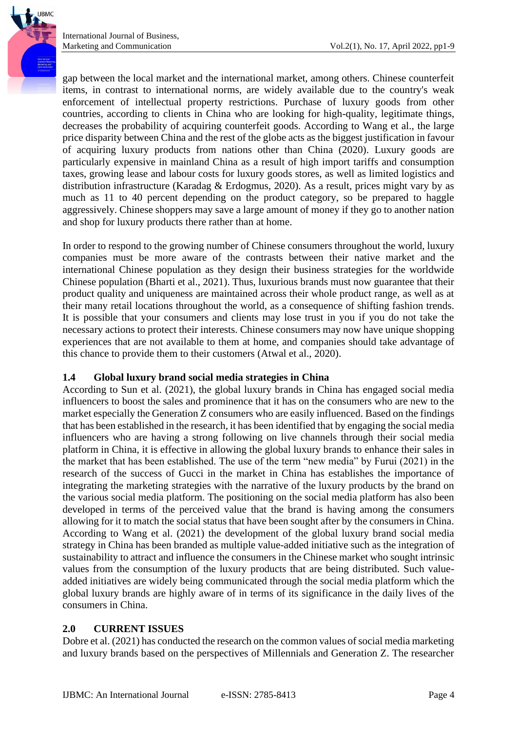gap between the local market and the international market, among others. Chinese counterfeit items, in contrast to international norms, are widely available due to the country's weak enforcement of intellectual property restrictions. Purchase of luxury goods from other countries, according to clients in China who are looking for high-quality, legitimate things, decreases the probability of acquiring counterfeit goods. According to Wang et al., the large price disparity between China and the rest of the globe acts as the biggest justification in favour of acquiring luxury products from nations other than China (2020). Luxury goods are particularly expensive in mainland China as a result of high import tariffs and consumption taxes, growing lease and labour costs for luxury goods stores, as well as limited logistics and distribution infrastructure (Karadag & Erdogmus, 2020). As a result, prices might vary by as much as 11 to 40 percent depending on the product category, so be prepared to haggle aggressively. Chinese shoppers may save a large amount of money if they go to another nation and shop for luxury products there rather than at home.

In order to respond to the growing number of Chinese consumers throughout the world, luxury companies must be more aware of the contrasts between their native market and the international Chinese population as they design their business strategies for the worldwide Chinese population (Bharti et al., 2021). Thus, luxurious brands must now guarantee that their product quality and uniqueness are maintained across their whole product range, as well as at their many retail locations throughout the world, as a consequence of shifting fashion trends. It is possible that your consumers and clients may lose trust in you if you do not take the necessary actions to protect their interests. Chinese consumers may now have unique shopping experiences that are not available to them at home, and companies should take advantage of this chance to provide them to their customers (Atwal et al., 2020).

### 1.4 Global luxury brand social media strategies in China

According to Sun et al. (2021), the global luxury brands in China has engaged social media influencers to boost the sales and prominence that it has on the consumers who are new to the market especially the Generation Z consumers who are easily influenced. Based on the findings that has been established in the research, it has been identified that by engaging the social media influencers who are having a strong following on live channels through their social media platform in China, it is effective in allowing the global luxury brands to enhance their sales in the market that has been established. The use of the term "new media" by Furui (2021) in the research of the success of Gucci in the market in China has establishes the importance of integrating the marketing strategies with the narrative of the luxury products by the brand on the various social media platform. The positioning on the social media platform has also been developed in terms of the perceived value that the brand is having among the consumers allowing for it to match the social status that have been sought after by the consumers in China. According to Wang et al. (2021) the development of the global luxury brand social media strategy in China has been branded as multiple value-added initiative such as the integration of sustainability to attract and influence the consumers in the Chinese market who sought intrinsic values from the consumption of the luxury products that are being distributed. Such value-added initiatives are widely being communicated through the social media platform which the global luxury brands are highly aware of in terms of its significance in the daily lives of the consumers in China.

## 2.0 CURRENT ISSUES

Dobre et al. (2021) has conducted the research on the common values of social media marketing and luxury brands based on the perspectives of Millennials and Generation Z. The researcher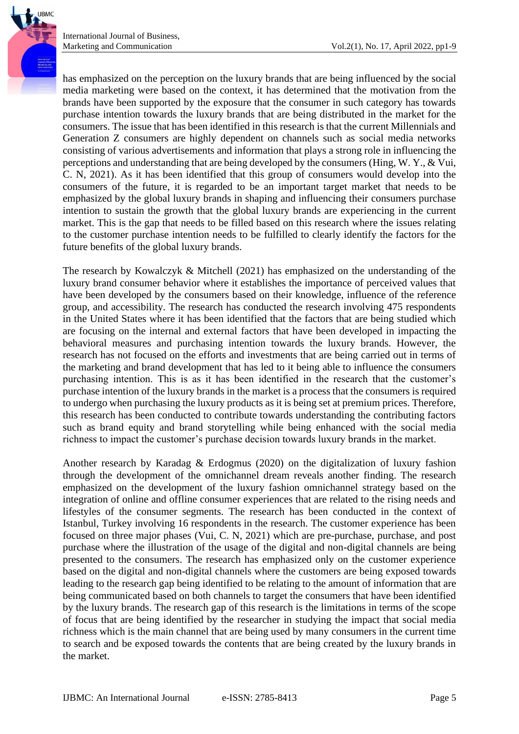has emphasized on the perception on the luxury brands that are being influenced by the social media marketing were based on the context, it has determined that the motivation from the brands have been supported by the exposure that the consumer in such category has towards purchase intention towards the luxury brands that are being distributed in the market for the consumers. The issue that has been identified in this research is that the current Millennials and Generation Z consumers are highly dependent on channels such as social media networks consisting of various advertisements and information that plays a strong role in influencing the perceptions and understanding that are being developed by the consumers (Hing, W. Y., & Vui, C. N, 2021). As it has been identified that this group of consumers would develop into the consumers of the future, it is regarded to be an important target market that needs to be emphasized by the global luxury brands in shaping and influencing their consumers purchase intention to sustain the growth that the global luxury brands are experiencing in the current market. This is the gap that needs to be filled based on this research where the issues relating to the customer purchase intention needs to be fulfilled to clearly identify the factors for the future benefits of the global luxury brands.

The research by Kowalczyk & Mitchell (2021) has emphasized on the understanding of the luxury brand consumer behavior where it establishes the importance of perceived values that have been developed by the consumers based on their knowledge, influence of the reference group, and accessibility. The research has conducted the research involving 475 respondents in the United States where it has been identified that the factors that are being studied which are focusing on the internal and external factors that have been developed in impacting the behavioral measures and purchasing intention towards the luxury brands. However, the research has not focused on the efforts and investments that are being carried out in terms of the marketing and brand development that has led to it being able to influence the consumers purchasing intention. This is as it has been identified in the research that the customer's purchase intention of the luxury brands in the market is a process that the consumers is required to undergo when purchasing the luxury products as it is being set at premium prices. Therefore, this research has been conducted to contribute towards understanding the contributing factors such as brand equity and brand storytelling while being enhanced with the social media richness to impact the customer's purchase decision towards luxury brands in the market.

Another research by Karadag & Erdogmus (2020) on the digitalization of luxury fashion through the development of the omnichannel dream reveals another finding. The research emphasized on the development of the luxury fashion omnichannel strategy based on the integration of online and offline consumer experiences that are related to the rising needs and lifestyles of the consumer segments. The research has been conducted in the context of Istanbul, Turkey involving 16 respondents in the research. The customer experience has been focused on three major phases (Vui, C. N, 2021) which are pre-purchase, purchase, and post purchase where the illustration of the usage of the digital and non-digital channels are being presented to the consumers. The research has emphasized only on the customer experience based on the digital and non-digital channels where the customers are being exposed towards leading to the research gap being identified to be relating to the amount of information that are being communicated based on both channels to target the consumers that have been identified by the luxury brands. The research gap of this research is the limitations in terms of the scope of focus that are being identified by the researcher in studying the impact that social media richness which is the main channel that are being used by many consumers in the current time to search and be exposed towards the contents that are being created by the luxury brands in the market.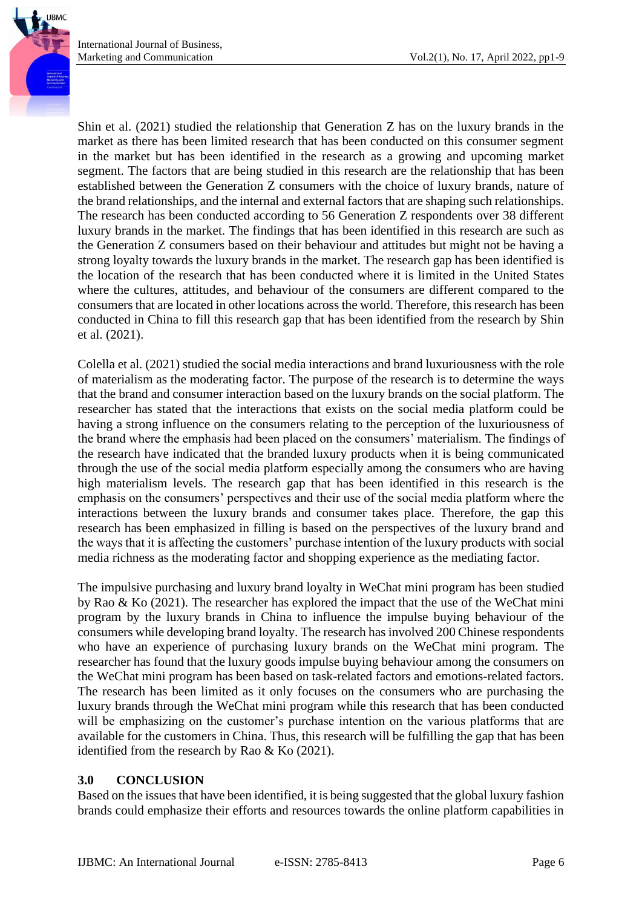Shin et al. (2021) studied the relationship that Generation Z has on the luxury brands in the market as there has been limited research that has been conducted on this consumer segment in the market but has been identified in the research as a growing and upcoming market segment. The factors that are being studied in this research are the relationship that has been established between the Generation Z consumers with the choice of luxury brands, nature of the brand relationships, and the internal and external factors that are shaping such relationships. The research has been conducted according to 56 Generation Z respondents over 38 different luxury brands in the market. The findings that has been identified in this research are such as the Generation Z consumers based on their behaviour and attitudes but might not be having a strong loyalty towards the luxury brands in the market. The research gap has been identified is the location of the research that has been conducted where it is limited in the United States where the cultures, attitudes, and behaviour of the consumers are different compared to the consumers that are located in other locations across the world. Therefore, this research has been conducted in China to fill this research gap that has been identified from the research by Shin et al. (2021).

Colella et al. (2021) studied the social media interactions and brand luxuriousness with the role of materialism as the moderating factor. The purpose of the research is to determine the ways that the brand and consumer interaction based on the luxury brands on the social platform. The researcher has stated that the interactions that exists on the social media platform could be having a strong influence on the consumers relating to the perception of the luxuriousness of the brand where the emphasis had been placed on the consumers' materialism. The findings of the research have indicated that the branded luxury products when it is being communicated through the use of the social media platform especially among the consumers who are having high materialism levels. The research gap that has been identified in this research is the emphasis on the consumers' perspectives and their use of the social media platform where the interactions between the luxury brands and consumer takes place. Therefore, the gap this research has been emphasized in filling is based on the perspectives of the luxury brand and the ways that it is affecting the customers' purchase intention of the luxury products with social media richness as the moderating factor and shopping experience as the mediating factor.

The impulsive purchasing and luxury brand loyalty in WeChat mini program has been studied by Rao & Ko (2021). The researcher has explored the impact that the use of the WeChat mini program by the luxury brands in China to influence the impulse buying behaviour of the consumers while developing brand loyalty. The research has involved 200 Chinese respondents who have an experience of purchasing luxury brands on the WeChat mini program. The researcher has found that the luxury goods impulse buying behaviour among the consumers on the WeChat mini program has been based on task-related factors and emotions-related factors. The research has been limited as it only focuses on the consumers who are purchasing the luxury brands through the WeChat mini program while this research that has been conducted will be emphasizing on the customer's purchase intention on the various platforms that are available for the customers in China. Thus, this research will be fulfilling the gap that has been identified from the research by Rao & Ko (2021).

## 3.0 CONCLUSION

Based on the issues that have been identified, it is being suggested that the global luxury fashion brands could emphasize their efforts and resources towards the online platform capabilities in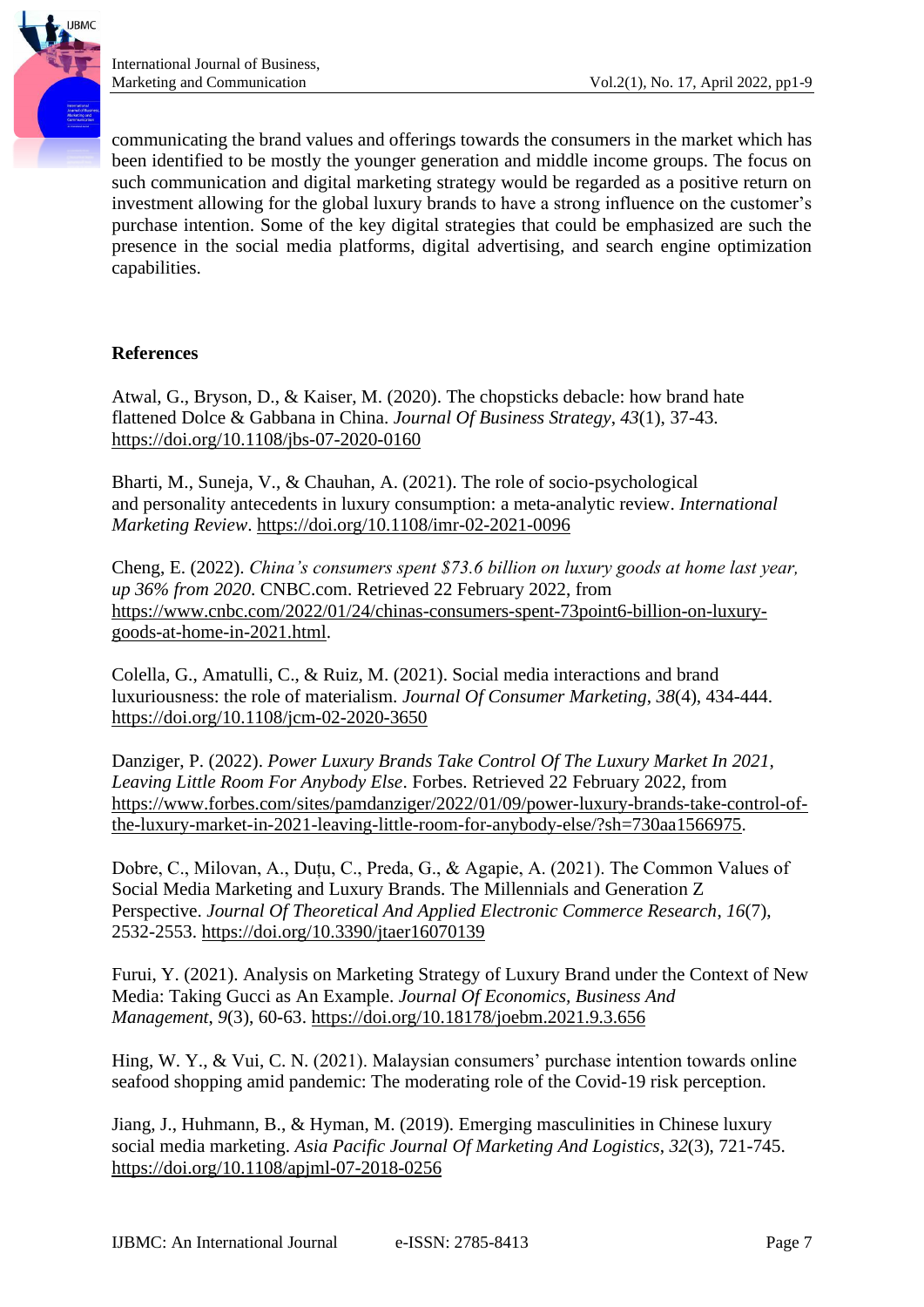communicating the brand values and offerings towards the consumers in the market which has been identified to be mostly the younger generation and middle income groups. The focus on such communication and digital marketing strategy would be regarded as a positive return on investment allowing for the global luxury brands to have a strong influence on the customer's purchase intention. Some of the key digital strategies that could be emphasized are such the presence in the social media platforms, digital advertising, and search engine optimization capabilities.

## References

Atwal, G., Bryson, D., & Kaiser, M. (2020). The chopsticks debacle: how brand hate flattened Dolce & Gabbana in China. *Journal Of Business Strategy*, *43*(1), 37-43. https://doi.org/10.1108/jbs-07-2020-0160

Bharti, M., Suneja, V., & Chauhan, A. (2021). The role of socio-psychological and personality antecedents in luxury consumption: a meta-analytic review. *International Marketing Review*. https://doi.org/10.1108/imr-02-2021-0096

Cheng, E. (2022). *China's consumers spent $73.6 billion on luxury goods at home last year, up 36% from 2020*. CNBC.com. Retrieved 22 February 2022, from https://www.cnbc.com/2022/01/24/chinas-consumers-spent-73point6-billion-on-luxury-goods-at-home-in-2021.html.

Colella, G., Amatulli, C., & Ruiz, M. (2021). Social media interactions and brand luxuriousness: the role of materialism. *Journal Of Consumer Marketing*, *38*(4), 434-444. https://doi.org/10.1108/jcm-02-2020-3650

Danziger, P. (2022). *Power Luxury Brands Take Control Of The Luxury Market In 2021, Leaving Little Room For Anybody Else*. Forbes. Retrieved 22 February 2022, from https://www.forbes.com/sites/pamdanziger/2022/01/09/power-luxury-brands-take-control-of-the-luxury-market-in-2021-leaving-little-room-for-anybody-else/?sh=730aa1566975.

Dobre, C., Milovan, A., Duțu, C., Preda, G., & Agapie, A. (2021). The Common Values of Social Media Marketing and Luxury Brands. The Millennials and Generation Z Perspective. *Journal Of Theoretical And Applied Electronic Commerce Research*, *16*(7), 2532-2553. https://doi.org/10.3390/jtaer16070139

Furui, Y. (2021). Analysis on Marketing Strategy of Luxury Brand under the Context of New Media: Taking Gucci as An Example. *Journal Of Economics, Business And Management*, *9*(3), 60-63. https://doi.org/10.18178/joebm.2021.9.3.656

Hing, W. Y., & Vui, C. N. (2021). Malaysian consumers' purchase intention towards online seafood shopping amid pandemic: The moderating role of the Covid-19 risk perception.

Jiang, J., Huhmann, B., & Hyman, M. (2019). Emerging masculinities in Chinese luxury social media marketing. *Asia Pacific Journal Of Marketing And Logistics*, *32*(3), 721-745. https://doi.org/10.1108/apjml-07-2018-0256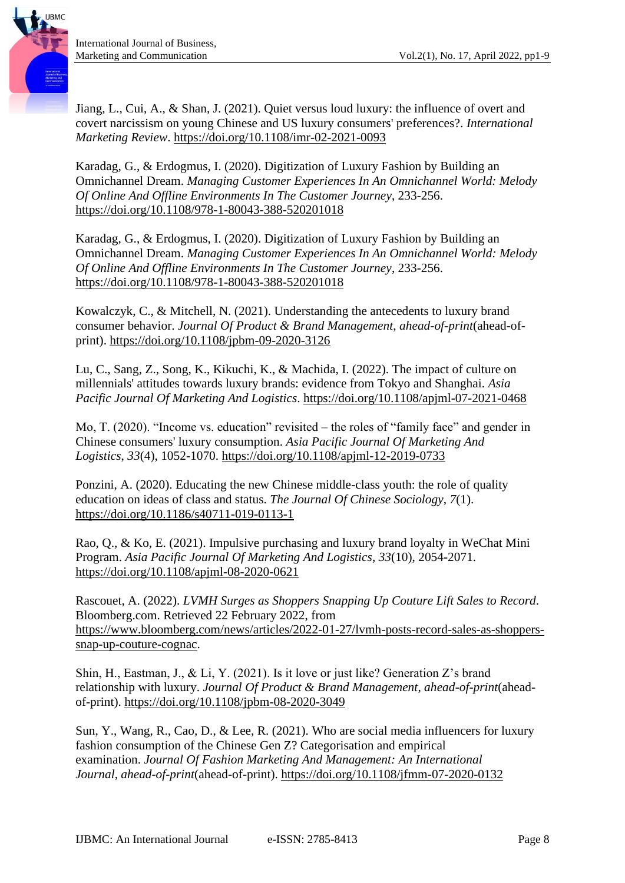Jiang, L., Cui, A., & Shan, J. (2021). Quiet versus loud luxury: the influence of overt and covert narcissism on young Chinese and US luxury consumers' preferences?. *International Marketing Review*. https://doi.org/10.1108/imr-02-2021-0093

Karadag, G., & Erdogmus, I. (2020). Digitization of Luxury Fashion by Building an Omnichannel Dream. *Managing Customer Experiences In An Omnichannel World: Melody Of Online And Offline Environments In The Customer Journey*, 233-256. https://doi.org/10.1108/978-1-80043-388-520201018

Karadag, G., & Erdogmus, I. (2020). Digitization of Luxury Fashion by Building an Omnichannel Dream. *Managing Customer Experiences In An Omnichannel World: Melody Of Online And Offline Environments In The Customer Journey*, 233-256. https://doi.org/10.1108/978-1-80043-388-520201018

Kowalczyk, C., & Mitchell, N. (2021). Understanding the antecedents to luxury brand consumer behavior. *Journal Of Product & Brand Management*, *ahead-of-print*(ahead-of-print). https://doi.org/10.1108/jpbm-09-2020-3126

Lu, C., Sang, Z., Song, K., Kikuchi, K., & Machida, I. (2022). The impact of culture on millennials' attitudes towards luxury brands: evidence from Tokyo and Shanghai. *Asia Pacific Journal Of Marketing And Logistics*. https://doi.org/10.1108/apjml-07-2021-0468

Mo, T. (2020). "Income vs. education" revisited – the roles of "family face" and gender in Chinese consumers' luxury consumption. *Asia Pacific Journal Of Marketing And Logistics*, *33*(4), 1052-1070. https://doi.org/10.1108/apjml-12-2019-0733

Ponzini, A. (2020). Educating the new Chinese middle-class youth: the role of quality education on ideas of class and status. *The Journal Of Chinese Sociology*, *7*(1). https://doi.org/10.1186/s40711-019-0113-1

Rao, Q., & Ko, E. (2021). Impulsive purchasing and luxury brand loyalty in WeChat Mini Program. *Asia Pacific Journal Of Marketing And Logistics*, *33*(10), 2054-2071. https://doi.org/10.1108/apjml-08-2020-0621

Rascouet, A. (2022). *LVMH Surges as Shoppers Snapping Up Couture Lift Sales to Record*. Bloomberg.com. Retrieved 22 February 2022, from https://www.bloomberg.com/news/articles/2022-01-27/lvmh-posts-record-sales-as-shoppers-snap-up-couture-cognac.

Shin, H., Eastman, J., & Li, Y. (2021). Is it love or just like? Generation Z's brand relationship with luxury. *Journal Of Product & Brand Management*, *ahead-of-print*(ahead-of-print). https://doi.org/10.1108/jpbm-08-2020-3049

Sun, Y., Wang, R., Cao, D., & Lee, R. (2021). Who are social media influencers for luxury fashion consumption of the Chinese Gen Z? Categorisation and empirical examination. *Journal Of Fashion Marketing And Management: An International Journal*, *ahead-of-print*(ahead-of-print). https://doi.org/10.1108/jfmm-07-2020-0132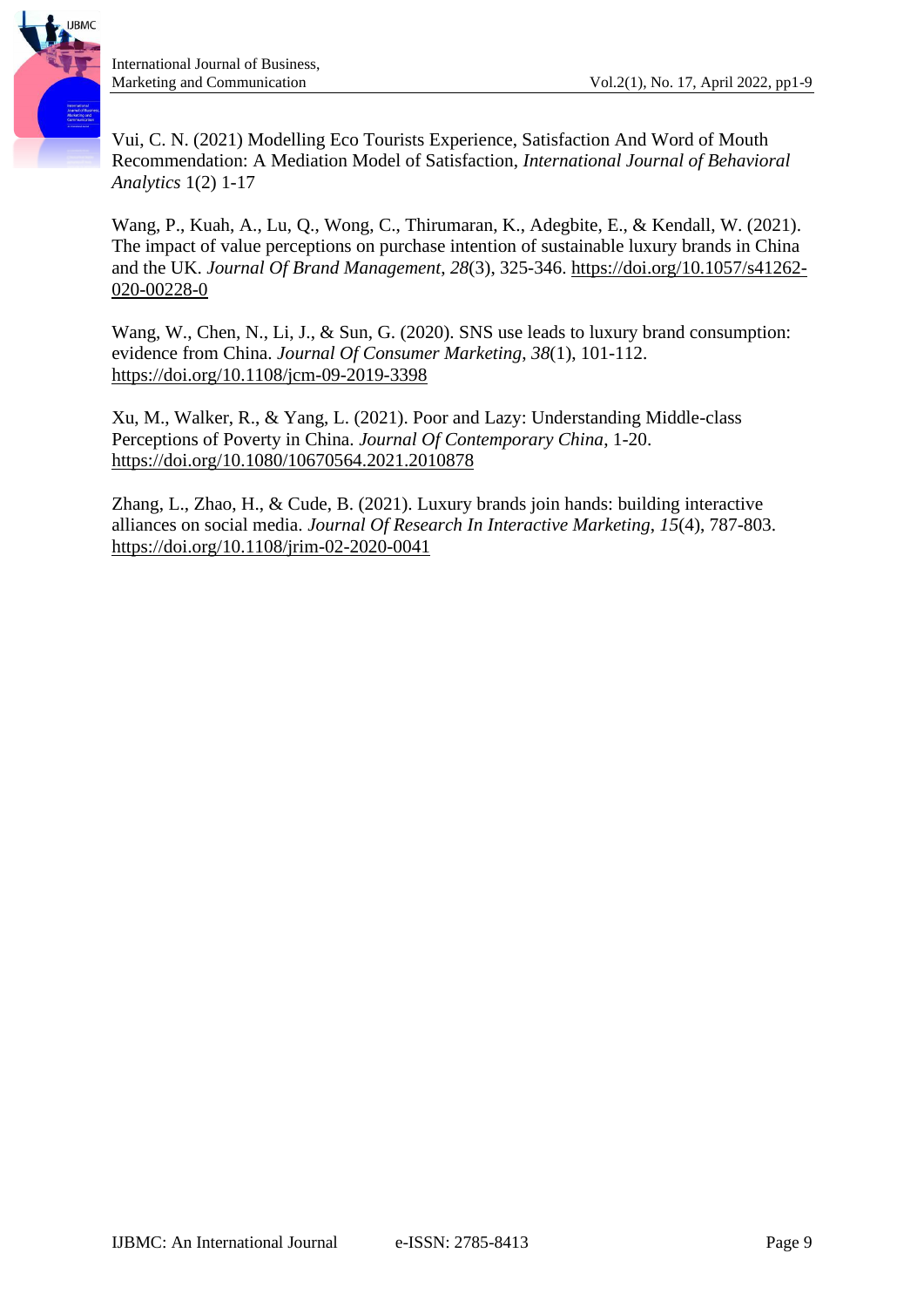Vui, C. N. (2021) Modelling Eco Tourists Experience, Satisfaction And Word of Mouth Recommendation: A Mediation Model of Satisfaction, *International Journal of Behavioral Analytics* 1(2) 1-17

Wang, P., Kuah, A., Lu, Q., Wong, C., Thirumaran, K., Adegbite, E., & Kendall, W. (2021). The impact of value perceptions on purchase intention of sustainable luxury brands in China and the UK. *Journal Of Brand Management*, *28*(3), 325-346. https://doi.org/10.1057/s41262-020-00228-0

Wang, W., Chen, N., Li, J., & Sun, G. (2020). SNS use leads to luxury brand consumption: evidence from China. *Journal Of Consumer Marketing*, *38*(1), 101-112. https://doi.org/10.1108/jcm-09-2019-3398

Xu, M., Walker, R., & Yang, L. (2021). Poor and Lazy: Understanding Middle-class Perceptions of Poverty in China. *Journal Of Contemporary China*, 1-20. https://doi.org/10.1080/10670564.2021.2010878

Zhang, L., Zhao, H., & Cude, B. (2021). Luxury brands join hands: building interactive alliances on social media. *Journal Of Research In Interactive Marketing*, *15*(4), 787-803. https://doi.org/10.1108/jrim-02-2020-0041